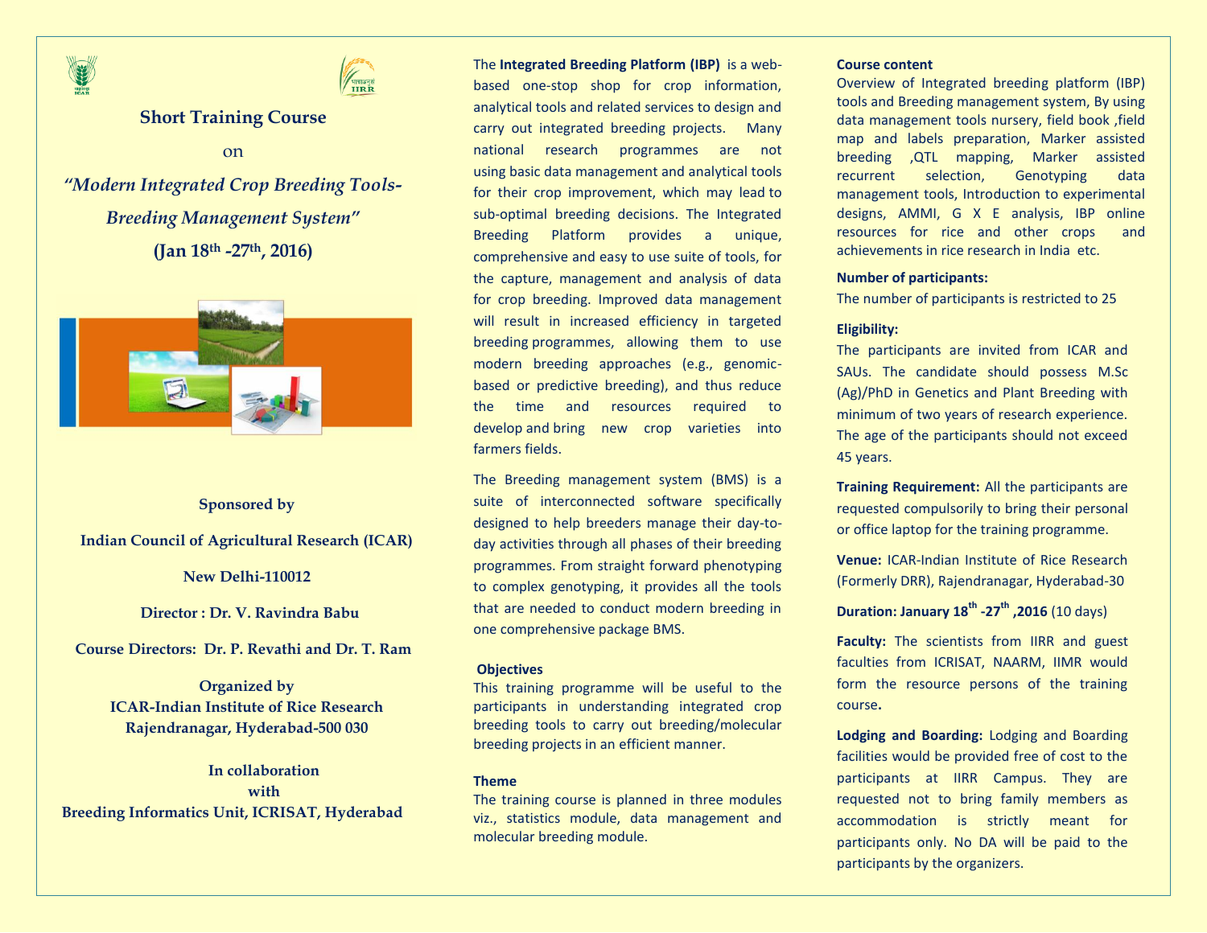# Short Training Course

on

## *"Modern Integrated Crop Breeding Tools-Breeding Management System"*

**(Jan 18th -27th, 2016)**

**Sponsored by**

**Indian Council of Agricultural Research (ICAR)**

**New Delhi-110012**

**Director : Dr. V. Ravindra Babu**

**Course Directors: Dr. P. Revathi and Dr. T. Ram**

**Organized by**
**ICAR-Indian Institute of Rice Research**
**Rajendranagar, Hyderabad-500 030**

**In collaboration**
**with**
**Breeding Informatics Unit, ICRISAT, Hyderabad**

The **Integrated Breeding Platform (IBP)** is a web-based one-stop shop for crop information, analytical tools and related services to design and carry out integrated breeding projects. Many national research programmes are not using basic data management and analytical tools for their crop improvement, which may lead to sub-optimal breeding decisions. The Integrated Breeding Platform provides a unique, comprehensive and easy to use suite of tools, for the capture, management and analysis of data for crop breeding. Improved data management will result in increased efficiency in targeted breeding programmes, allowing them to use modern breeding approaches (e.g., genomic-based or predictive breeding), and thus reduce the time and resources required to develop and bring new crop varieties into farmers fields.

The Breeding management system (BMS) is a suite of interconnected software specifically designed to help breeders manage their day-to-day activities through all phases of their breeding programmes. From straight forward phenotyping to complex genotyping, it provides all the tools that are needed to conduct modern breeding in one comprehensive package BMS.

**Objectives**

This training programme will be useful to the participants in understanding integrated crop breeding tools to carry out breeding/molecular breeding projects in an efficient manner.

**Theme**

The training course is planned in three modules viz., statistics module, data management and molecular breeding module.

**Course content**

Overview of Integrated breeding platform (IBP) tools and Breeding management system, By using data management tools nursery, field book ,field map and labels preparation, Marker assisted breeding ,QTL mapping, Marker assisted recurrent selection, Genotyping data management tools, Introduction to experimental designs, AMMI, G X E analysis, IBP online resources for rice and other crops and achievements in rice research in India etc.

**Number of participants:**

The number of participants is restricted to 25

**Eligibility:**

The participants are invited from ICAR and SAUs. The candidate should possess M.Sc (Ag)/PhD in Genetics and Plant Breeding with minimum of two years of research experience. The age of the participants should not exceed 45 years.

**Training Requirement:** All the participants are requested compulsorily to bring their personal or office laptop for the training programme.

**Venue:** ICAR-Indian Institute of Rice Research (Formerly DRR), Rajendranagar, Hyderabad-30

**Duration: January 18th -27th ,2016** (10 days)

**Faculty:** The scientists from IIRR and guest faculties from ICRISAT, NAARM, IIMR would form the resource persons of the training course**.**

**Lodging and Boarding:** Lodging and Boarding facilities would be provided free of cost to the participants at IIRR Campus. They are requested not to bring family members as accommodation is strictly meant for participants only. No DA will be paid to the participants by the organizers.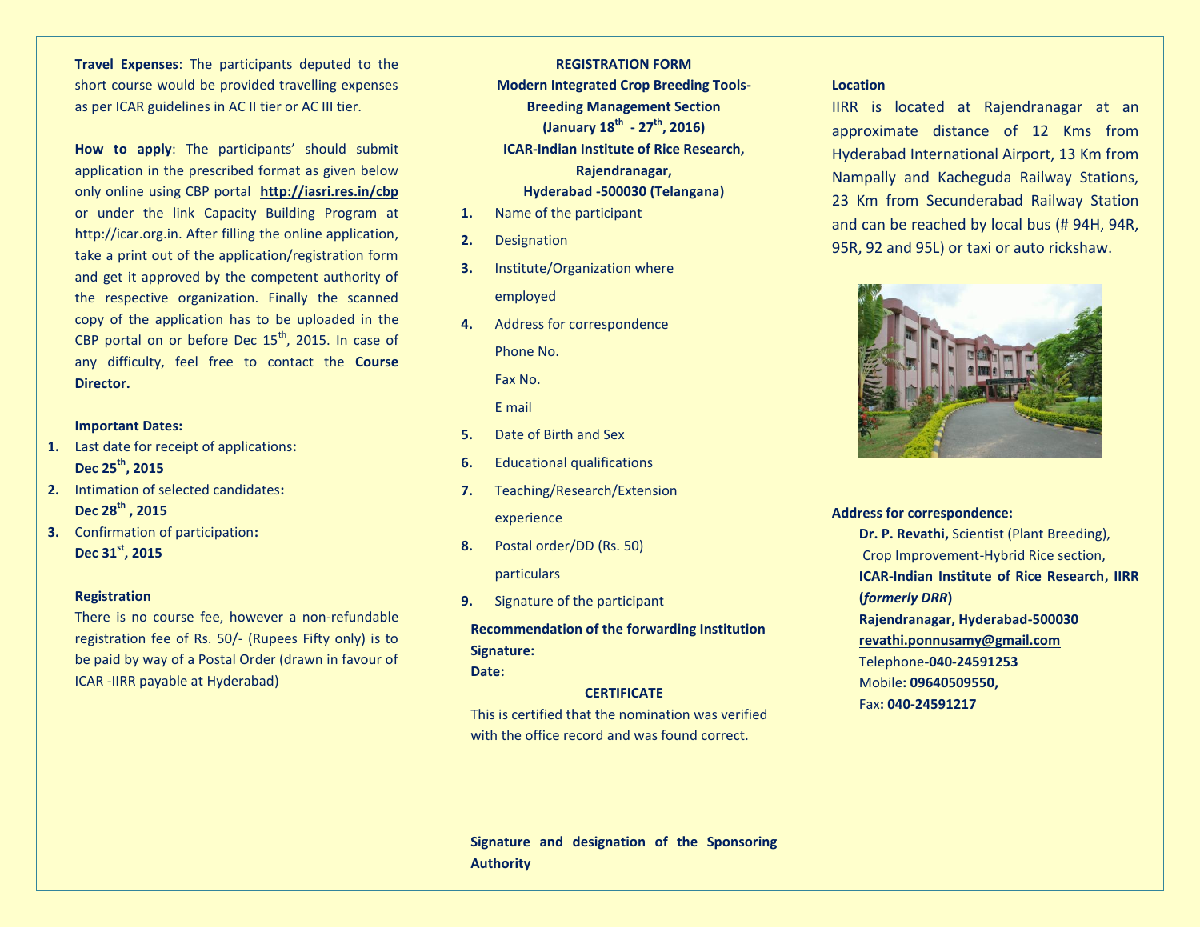**Travel Expenses**: The participants deputed to the short course would be provided travelling expenses as per ICAR guidelines in AC II tier or AC III tier.

**How to apply**: The participants' should submit application in the prescribed format as given below only online using CBP portal **http://iasri.res.in/cbp** or under the link Capacity Building Program at http://icar.org.in. After filling the online application, take a print out of the application/registration form and get it approved by the competent authority of the respective organization. Finally the scanned copy of the application has to be uploaded in the CBP portal on or before Dec 15th, 2015. In case of any difficulty, feel free to contact the **Course Director.**

**Important Dates:**

1. Last date for receipt of applications: **Dec 25th, 2015**
2. Intimation of selected candidates: **Dec 28th , 2015**
3. Confirmation of participation: **Dec 31st, 2015**

**Registration**

There is no course fee, however a non-refundable registration fee of Rs. 50/- (Rupees Fifty only) is to be paid by way of a Postal Order (drawn in favour of ICAR -IIRR payable at Hyderabad)

**REGISTRATION FORM**

**Modern Integrated Crop Breeding Tools-Breeding Management Section**

**(January 18th - 27th, 2016)**

**ICAR-Indian Institute of Rice Research, Rajendranagar, Hyderabad -500030 (Telangana)**

1. Name of the participant
2. Designation
3. Institute/Organization where employed
4. Address for correspondence
   Phone No.
   Fax No.
   E mail
5. Date of Birth and Sex
6. Educational qualifications
7. Teaching/Research/Extension experience
8. Postal order/DD (Rs. 50) particulars
9. Signature of the participant

**Recommendation of the forwarding Institution**
**Signature:**
**Date:**

**CERTIFICATE**

This is certified that the nomination was verified with the office record and was found correct.

**Signature and designation of the Sponsoring Authority**

**Location**

IIRR is located at Rajendranagar at an approximate distance of 12 Kms from Hyderabad International Airport, 13 Km from Nampally and Kacheguda Railway Stations, 23 Km from Secunderabad Railway Station and can be reached by local bus (# 94H, 94R, 95R, 92 and 95L) or taxi or auto rickshaw.

**Address for correspondence:**

**Dr. P. Revathi,** Scientist (Plant Breeding),
Crop Improvement-Hybrid Rice section,
**ICAR-Indian Institute of Rice Research, IIRR (*formerly DRR*)**
**Rajendranagar, Hyderabad-500030**
revathi.ponnusamy@gmail.com
Telephone-**040-24591253**
Mobile**: 09640509550,**
Fax**: 040-24591217**